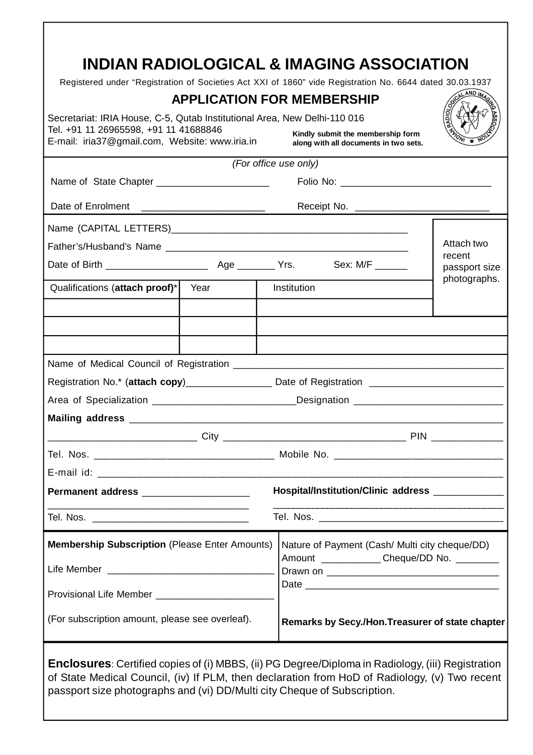# INDIAN RADIOLOGICAL & IMAGING ASSOCIATION

Registered under "Registration of Societies Act XXI of 1860" vide Registration No. 6644 dated 30.03.1937

## APPLICATION FOR MEMBERSHIP

Secretariat: IRIA House, C-5, Qutab Institutional Area, New Delhi-110 016
Tel. +91 11 26965598, +91 11 41688846
E-mail: iria37@gmail.com, Website: www.iria.in

**Kindly submit the membership form along with all documents in two sets.**

*(For office use only)*

Name of State Chapter ____________________ Folio No: ___________________________

Date of Enrolment ______________________ Receipt No. ________________________

Name (CAPITAL LETTERS)___________________________________________

Father's/Husband's Name ___________________________________________

Date of Birth __________________ Age _______ Yrs. Sex: M/F ______

Attach two recent passport size photographs.

| Qualifications (**attach proof**)* | Year | Institution |
|---|---|---|
| | | |
| | | |
| | | |

Name of Medical Council of Registration _______________________________________________

Registration No.* (**attach copy**)_______________ Date of Registration _______________________

Area of Specialization _________________________Designation ___________________________

**Mailing address** ____________________________________________________________________

_________________________ City _______________________________ PIN ____________

Tel. Nos. _______________________________ Mobile No. _____________________________

E-mail id: ____________________________________________________________________

**Permanent address** ___________________

__________________________________

Tel. Nos. ____________________________

**Hospital/Institution/Clinic address** ____________

__________________________________________

Tel. Nos. __________________________________

**Membership Subscription** (Please Enter Amounts)

Life Member ______________________________

Provisional Life Member _____________________

(For subscription amount, please see overleaf).

Nature of Payment (Cash/ Multi city cheque/DD)
Amount ___________ Cheque/DD No. ________
Drawn on _______________________________
Date ___________________________________

**Remarks by Secy./Hon.Treasurer of state chapter**

**Enclosures**: Certified copies of (i) MBBS, (ii) PG Degree/Diploma in Radiology, (iii) Registration of State Medical Council, (iv) If PLM, then declaration from HoD of Radiology, (v) Two recent passport size photographs and (vi) DD/Multi city Cheque of Subscription.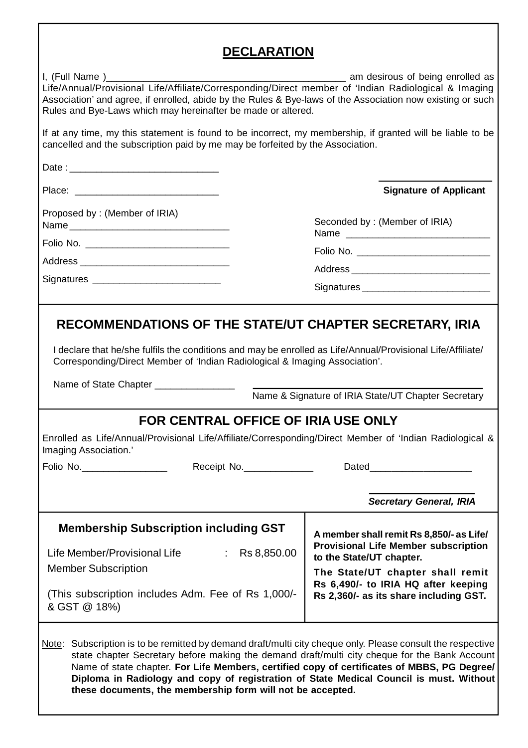## DECLARATION

I, (Full Name )_____________________________________________ am desirous of being enrolled as Life/Annual/Provisional Life/Affiliate/Corresponding/Direct member of 'Indian Radiological & Imaging Association' and agree, if enrolled, abide by the Rules & Bye-laws of the Association now existing or such Rules and Bye-Laws which may hereinafter be made or altered.

If at any time, my this statement is found to be incorrect, my membership, if granted will be liable to be cancelled and the subscription paid by me may be forfeited by the Association.

Date : ____________________________

Place: ___________________________

**Signature of Applicant**

Proposed by : (Member of IRIA)
Name_____________________________

Folio No. __________________________

Address ___________________________

Signatures _______________________

Seconded by : (Member of IRIA)
Name ___________________________

Folio No. ________________________

Address __________________________

Signatures _______________________

## RECOMMENDATIONS OF THE STATE/UT CHAPTER SECRETARY, IRIA

I declare that he/she fulfils the conditions and may be enrolled as Life/Annual/Provisional Life/Affiliate/Corresponding/Direct Member of 'Indian Radiological & Imaging Association'.

Name of State Chapter ______________

Name & Signature of IRIA State/UT Chapter Secretary

## FOR CENTRAL OFFICE OF IRIA USE ONLY

Enrolled as Life/Annual/Provisional Life/Affiliate/Corresponding/Direct Member of 'Indian Radiological & Imaging Association.'

Folio No.________________ Receipt No._____________ Dated___________________

***Secretary General, IRIA***

### Membership Subscription including GST

Life Member/Provisional Life Member Subscription : Rs 8,850.00

(This subscription includes Adm. Fee of Rs 1,000/- & GST @ 18%)

**A member shall remit Rs 8,850/- as Life/ Provisional Life Member subscription to the State/UT chapter.**

**The State/UT chapter shall remit Rs 6,490/- to IRIA HQ after keeping Rs 2,360/- as its share including GST.**

Note: Subscription is to be remitted by demand draft/multi city cheque only. Please consult the respective state chapter Secretary before making the demand draft/multi city cheque for the Bank Account Name of state chapter. **For Life Members, certified copy of certificates of MBBS, PG Degree/ Diploma in Radiology and copy of registration of State Medical Council is must. Without these documents, the membership form will not be accepted.**